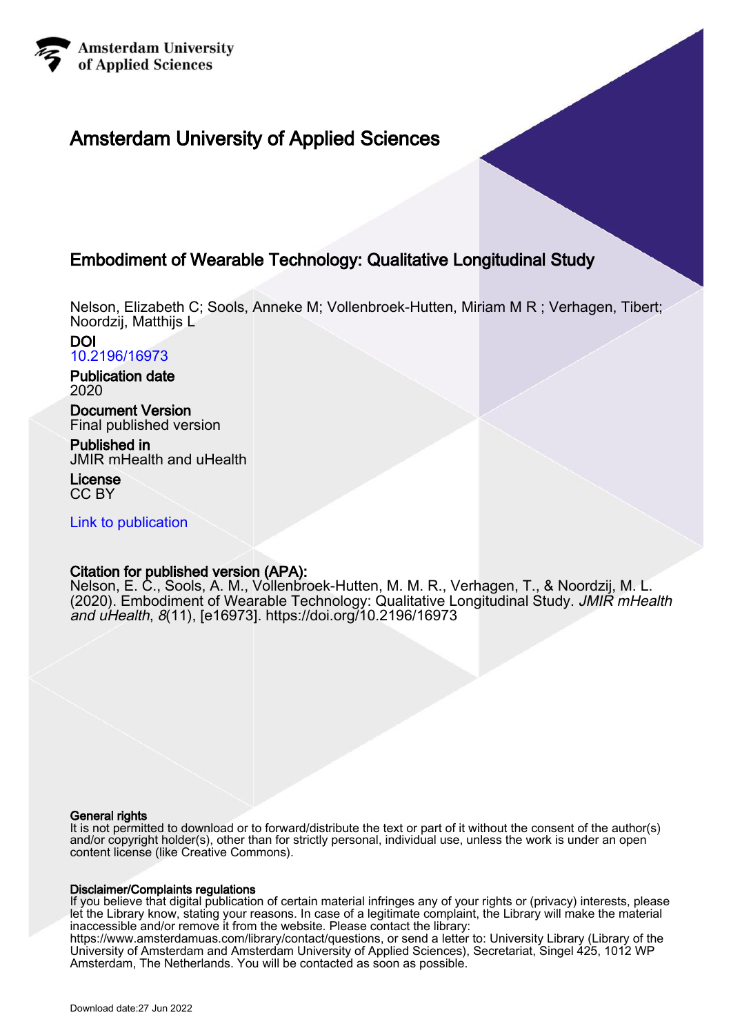Amsterdam University of Applied Sciences

# Amsterdam University of Applied Sciences

## Embodiment of Wearable Technology: Qualitative Longitudinal Study

Nelson, Elizabeth C; Sools, Anneke M; Vollenbroek-Hutten, Miriam M R ; Verhagen, Tibert; Noordzij, Matthijs L

**DOI**
10.2196/16973

**Publication date**
2020

**Document Version**
Final published version

**Published in**
JMIR mHealth and uHealth

**License**
CC BY

Link to publication

**Citation for published version (APA):**
Nelson, E. C., Sools, A. M., Vollenbroek-Hutten, M. M. R., Verhagen, T., & Noordzij, M. L. (2020). Embodiment of Wearable Technology: Qualitative Longitudinal Study. *JMIR mHealth and uHealth*, *8*(11), [e16973]. https://doi.org/10.2196/16973

**General rights**
It is not permitted to download or to forward/distribute the text or part of it without the consent of the author(s) and/or copyright holder(s), other than for strictly personal, individual use, unless the work is under an open content license (like Creative Commons).

**Disclaimer/Complaints regulations**
If you believe that digital publication of certain material infringes any of your rights or (privacy) interests, please let the Library know, stating your reasons. In case of a legitimate complaint, the Library will make the material inaccessible and/or remove it from the website. Please contact the library: https://www.amsterdamuas.com/library/contact/questions, or send a letter to: University Library (Library of the University of Amsterdam and Amsterdam University of Applied Sciences), Secretariat, Singel 425, 1012 WP Amsterdam, The Netherlands. You will be contacted as soon as possible.

Download date:27 Jun 2022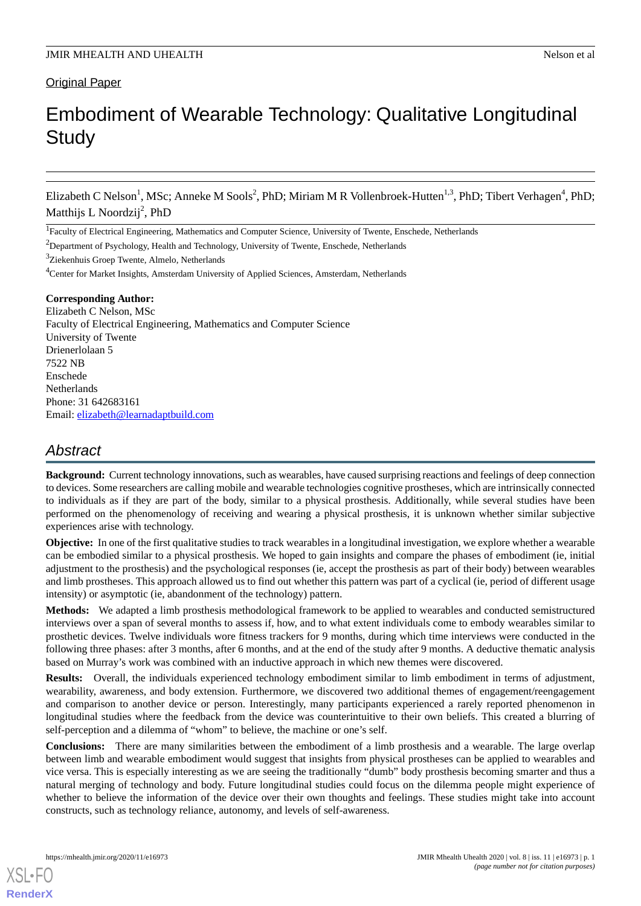Original Paper

# Embodiment of Wearable Technology: Qualitative Longitudinal Study

Elizabeth C Nelson[1], MSc; Anneke M Sools[2], PhD; Miriam M R Vollenbroek-Hutten[1,3], PhD; Tibert Verhagen[4], PhD; Matthijs L Noordzij[2], PhD

[1]Faculty of Electrical Engineering, Mathematics and Computer Science, University of Twente, Enschede, Netherlands

[2]Department of Psychology, Health and Technology, University of Twente, Enschede, Netherlands

[3]Ziekenhuis Groep Twente, Almelo, Netherlands

[4]Center for Market Insights, Amsterdam University of Applied Sciences, Amsterdam, Netherlands

**Corresponding Author:**
Elizabeth C Nelson, MSc
Faculty of Electrical Engineering, Mathematics and Computer Science
University of Twente
Drienerlolaan 5
7522 NB
Enschede
Netherlands
Phone: 31 642683161
Email: elizabeth@learnadaptbuild.com

## Abstract

**Background:** Current technology innovations, such as wearables, have caused surprising reactions and feelings of deep connection to devices. Some researchers are calling mobile and wearable technologies cognitive prostheses, which are intrinsically connected to individuals as if they are part of the body, similar to a physical prosthesis. Additionally, while several studies have been performed on the phenomenology of receiving and wearing a physical prosthesis, it is unknown whether similar subjective experiences arise with technology.

**Objective:** In one of the first qualitative studies to track wearables in a longitudinal investigation, we explore whether a wearable can be embodied similar to a physical prosthesis. We hoped to gain insights and compare the phases of embodiment (ie, initial adjustment to the prosthesis) and the psychological responses (ie, accept the prosthesis as part of their body) between wearables and limb prostheses. This approach allowed us to find out whether this pattern was part of a cyclical (ie, period of different usage intensity) or asymptotic (ie, abandonment of the technology) pattern.

**Methods:** We adapted a limb prosthesis methodological framework to be applied to wearables and conducted semistructured interviews over a span of several months to assess if, how, and to what extent individuals come to embody wearables similar to prosthetic devices. Twelve individuals wore fitness trackers for 9 months, during which time interviews were conducted in the following three phases: after 3 months, after 6 months, and at the end of the study after 9 months. A deductive thematic analysis based on Murray's work was combined with an inductive approach in which new themes were discovered.

**Results:** Overall, the individuals experienced technology embodiment similar to limb embodiment in terms of adjustment, wearability, awareness, and body extension. Furthermore, we discovered two additional themes of engagement/reengagement and comparison to another device or person. Interestingly, many participants experienced a rarely reported phenomenon in longitudinal studies where the feedback from the device was counterintuitive to their own beliefs. This created a blurring of self-perception and a dilemma of "whom" to believe, the machine or one's self.

**Conclusions:** There are many similarities between the embodiment of a limb prosthesis and a wearable. The large overlap between limb and wearable embodiment would suggest that insights from physical prostheses can be applied to wearables and vice versa. This is especially interesting as we are seeing the traditionally "dumb" body prosthesis becoming smarter and thus a natural merging of technology and body. Future longitudinal studies could focus on the dilemma people might experience of whether to believe the information of the device over their own thoughts and feelings. These studies might take into account constructs, such as technology reliance, autonomy, and levels of self-awareness.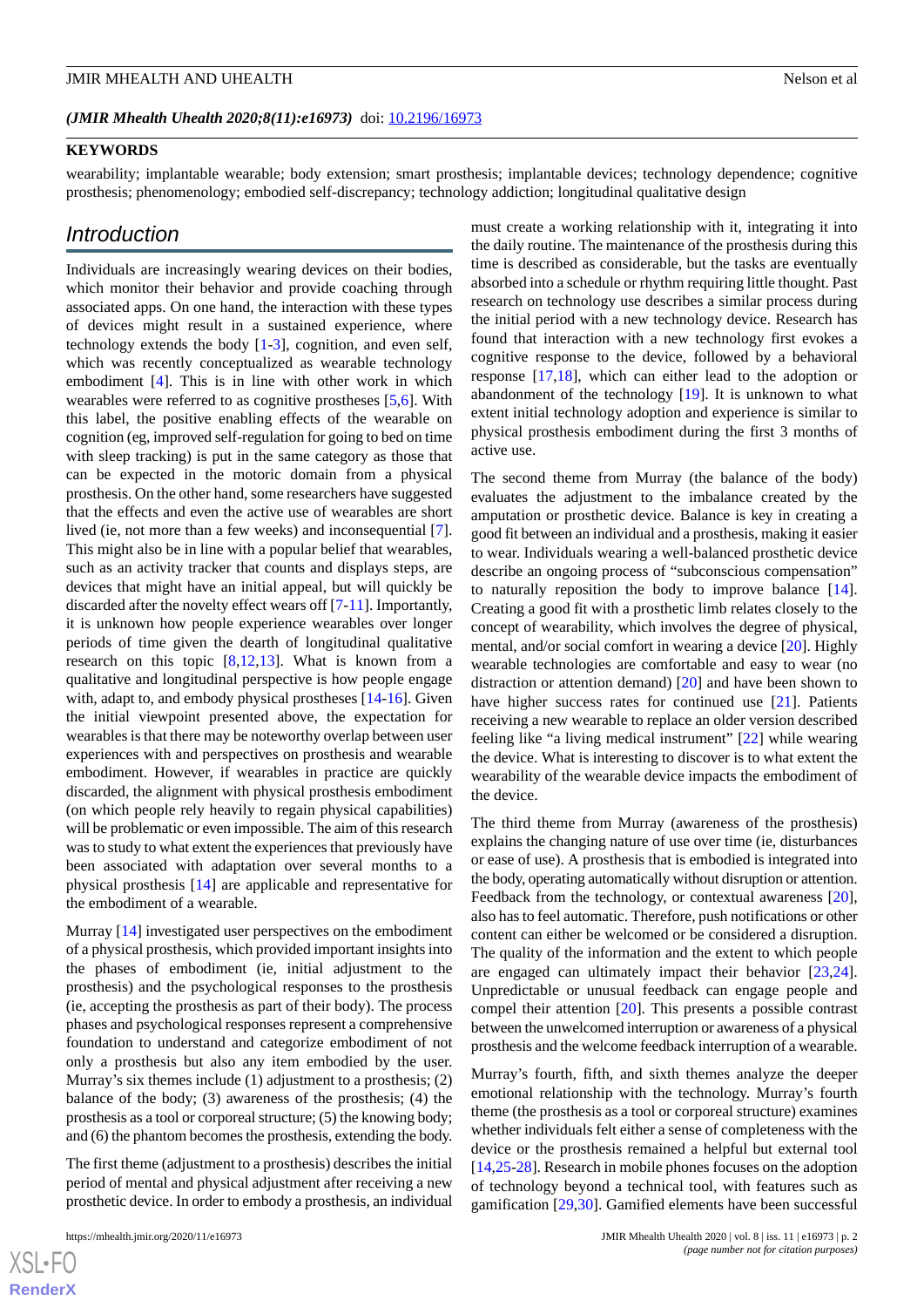*(JMIR Mhealth Uhealth 2020;8(11):e16973)* doi: 10.2196/16973

**KEYWORDS**

wearability; implantable wearable; body extension; smart prosthesis; implantable devices; technology dependence; cognitive prosthesis; phenomenology; embodied self-discrepancy; technology addiction; longitudinal qualitative design

## Introduction

Individuals are increasingly wearing devices on their bodies, which monitor their behavior and provide coaching through associated apps. On one hand, the interaction with these types of devices might result in a sustained experience, where technology extends the body [1-3], cognition, and even self, which was recently conceptualized as wearable technology embodiment [4]. This is in line with other work in which wearables were referred to as cognitive prostheses [5,6]. With this label, the positive enabling effects of the wearable on cognition (eg, improved self-regulation for going to bed on time with sleep tracking) is put in the same category as those that can be expected in the motoric domain from a physical prosthesis. On the other hand, some researchers have suggested that the effects and even the active use of wearables are short lived (ie, not more than a few weeks) and inconsequential [7]. This might also be in line with a popular belief that wearables, such as an activity tracker that counts and displays steps, are devices that might have an initial appeal, but will quickly be discarded after the novelty effect wears off [7-11]. Importantly, it is unknown how people experience wearables over longer periods of time given the dearth of longitudinal qualitative research on this topic [8,12,13]. What is known from a qualitative and longitudinal perspective is how people engage with, adapt to, and embody physical prostheses [14-16]. Given the initial viewpoint presented above, the expectation for wearables is that there may be noteworthy overlap between user experiences with and perspectives on prosthesis and wearable embodiment. However, if wearables in practice are quickly discarded, the alignment with physical prosthesis embodiment (on which people rely heavily to regain physical capabilities) will be problematic or even impossible. The aim of this research was to study to what extent the experiences that previously have been associated with adaptation over several months to a physical prosthesis [14] are applicable and representative for the embodiment of a wearable.

Murray [14] investigated user perspectives on the embodiment of a physical prosthesis, which provided important insights into the phases of embodiment (ie, initial adjustment to the prosthesis) and the psychological responses to the prosthesis (ie, accepting the prosthesis as part of their body). The process phases and psychological responses represent a comprehensive foundation to understand and categorize embodiment of not only a prosthesis but also any item embodied by the user. Murray's six themes include (1) adjustment to a prosthesis; (2) balance of the body; (3) awareness of the prosthesis; (4) the prosthesis as a tool or corporeal structure; (5) the knowing body; and (6) the phantom becomes the prosthesis, extending the body.

The first theme (adjustment to a prosthesis) describes the initial period of mental and physical adjustment after receiving a new prosthetic device. In order to embody a prosthesis, an individual must create a working relationship with it, integrating it into the daily routine. The maintenance of the prosthesis during this time is described as considerable, but the tasks are eventually absorbed into a schedule or rhythm requiring little thought. Past research on technology use describes a similar process during the initial period with a new technology device. Research has found that interaction with a new technology first evokes a cognitive response to the device, followed by a behavioral response [17,18], which can either lead to the adoption or abandonment of the technology [19]. It is unknown to what extent initial technology adoption and experience is similar to physical prosthesis embodiment during the first 3 months of active use.

The second theme from Murray (the balance of the body) evaluates the adjustment to the imbalance created by the amputation or prosthetic device. Balance is key in creating a good fit between an individual and a prosthesis, making it easier to wear. Individuals wearing a well-balanced prosthetic device describe an ongoing process of "subconscious compensation" to naturally reposition the body to improve balance [14]. Creating a good fit with a prosthetic limb relates closely to the concept of wearability, which involves the degree of physical, mental, and/or social comfort in wearing a device [20]. Highly wearable technologies are comfortable and easy to wear (no distraction or attention demand) [20] and have been shown to have higher success rates for continued use [21]. Patients receiving a new wearable to replace an older version described feeling like "a living medical instrument" [22] while wearing the device. What is interesting to discover is to what extent the wearability of the wearable device impacts the embodiment of the device.

The third theme from Murray (awareness of the prosthesis) explains the changing nature of use over time (ie, disturbances or ease of use). A prosthesis that is embodied is integrated into the body, operating automatically without disruption or attention. Feedback from the technology, or contextual awareness [20], also has to feel automatic. Therefore, push notifications or other content can either be welcomed or be considered a disruption. The quality of the information and the extent to which people are engaged can ultimately impact their behavior [23,24]. Unpredictable or unusual feedback can engage people and compel their attention [20]. This presents a possible contrast between the unwelcomed interruption or awareness of a physical prosthesis and the welcome feedback interruption of a wearable.

Murray's fourth, fifth, and sixth themes analyze the deeper emotional relationship with the technology. Murray's fourth theme (the prosthesis as a tool or corporeal structure) examines whether individuals felt either a sense of completeness with the device or the prosthesis remained a helpful but external tool [14,25-28]. Research in mobile phones focuses on the adoption of technology beyond a technical tool, with features such as gamification [29,30]. Gamified elements have been successful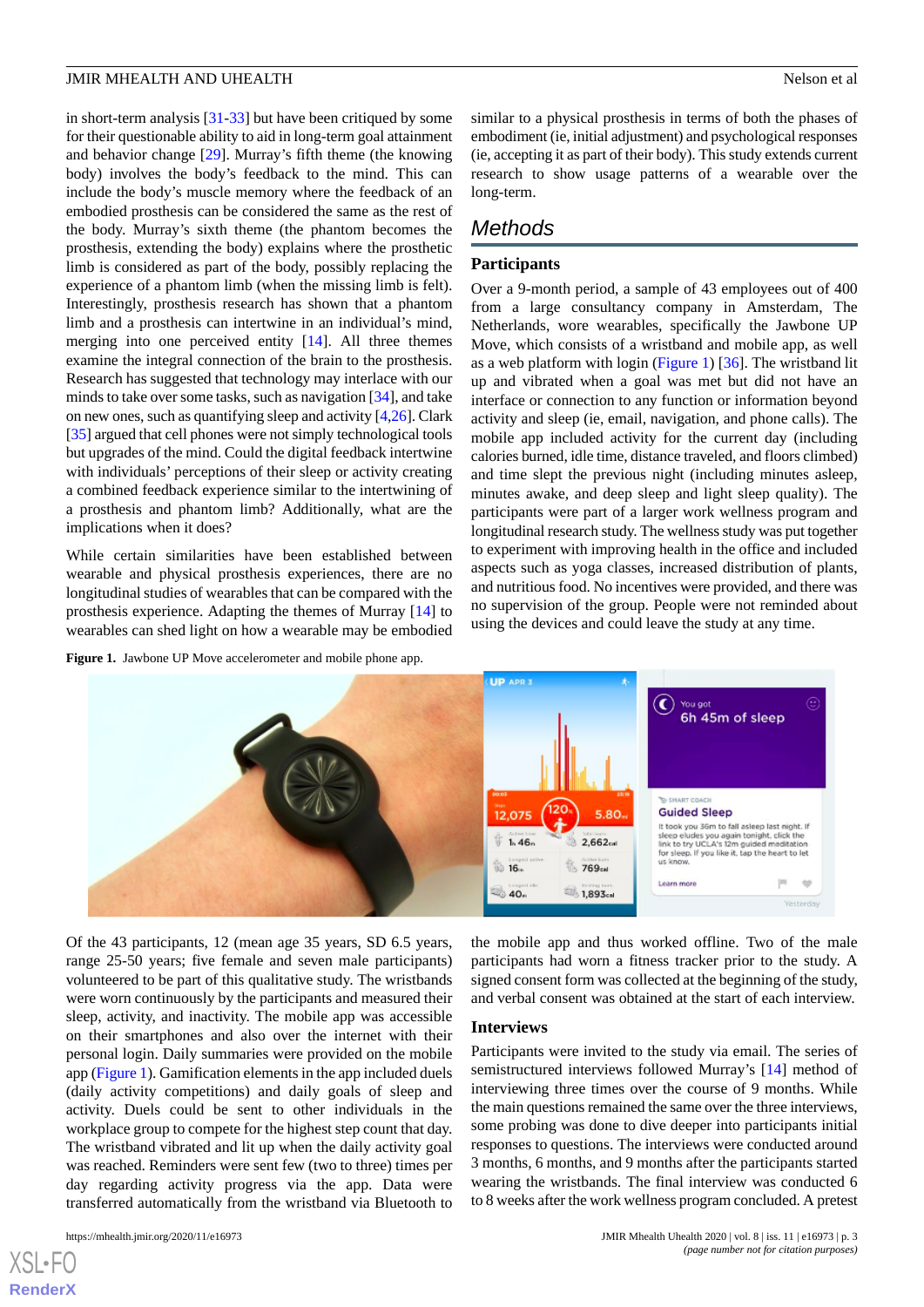in short-term analysis [31-33] but have been critiqued by some for their questionable ability to aid in long-term goal attainment and behavior change [29]. Murray's fifth theme (the knowing body) involves the body's feedback to the mind. This can include the body's muscle memory where the feedback of an embodied prosthesis can be considered the same as the rest of the body. Murray's sixth theme (the phantom becomes the prosthesis, extending the body) explains where the prosthetic limb is considered as part of the body, possibly replacing the experience of a phantom limb (when the missing limb is felt). Interestingly, prosthesis research has shown that a phantom limb and a prosthesis can intertwine in an individual's mind, merging into one perceived entity [14]. All three themes examine the integral connection of the brain to the prosthesis. Research has suggested that technology may interlace with our minds to take over some tasks, such as navigation [34], and take on new ones, such as quantifying sleep and activity [4,26]. Clark [35] argued that cell phones were not simply technological tools but upgrades of the mind. Could the digital feedback intertwine with individuals' perceptions of their sleep or activity creating a combined feedback experience similar to the intertwining of a prosthesis and phantom limb? Additionally, what are the implications when it does?

While certain similarities have been established between wearable and physical prosthesis experiences, there are no longitudinal studies of wearables that can be compared with the prosthesis experience. Adapting the themes of Murray [14] to wearables can shed light on how a wearable may be embodied similar to a physical prosthesis in terms of both the phases of embodiment (ie, initial adjustment) and psychological responses (ie, accepting it as part of their body). This study extends current research to show usage patterns of a wearable over the long-term.

## Methods

### Participants

Over a 9-month period, a sample of 43 employees out of 400 from a large consultancy company in Amsterdam, The Netherlands, wore wearables, specifically the Jawbone UP Move, which consists of a wristband and mobile app, as well as a web platform with login (Figure 1) [36]. The wristband lit up and vibrated when a goal was met but did not have an interface or connection to any function or information beyond activity and sleep (ie, email, navigation, and phone calls). The mobile app included activity for the current day (including calories burned, idle time, distance traveled, and floors climbed) and time slept the previous night (including minutes asleep, minutes awake, and deep sleep and light sleep quality). The participants were part of a larger work wellness program and longitudinal research study. The wellness study was put together to experiment with improving health in the office and included aspects such as yoga classes, increased distribution of plants, and nutritious food. No incentives were provided, and there was no supervision of the group. People were not reminded about using the devices and could leave the study at any time.

**Figure 1.** Jawbone UP Move accelerometer and mobile phone app.

Of the 43 participants, 12 (mean age 35 years, SD 6.5 years, range 25-50 years; five female and seven male participants) volunteered to be part of this qualitative study. The wristbands were worn continuously by the participants and measured their sleep, activity, and inactivity. The mobile app was accessible on their smartphones and also over the internet with their personal login. Daily summaries were provided on the mobile app (Figure 1). Gamification elements in the app included duels (daily activity competitions) and daily goals of sleep and activity. Duels could be sent to other individuals in the workplace group to compete for the highest step count that day. The wristband vibrated and lit up when the daily activity goal was reached. Reminders were sent few (two to three) times per day regarding activity progress via the app. Data were transferred automatically from the wristband via Bluetooth to the mobile app and thus worked offline. Two of the male participants had worn a fitness tracker prior to the study. A signed consent form was collected at the beginning of the study, and verbal consent was obtained at the start of each interview.

### Interviews

Participants were invited to the study via email. The series of semistructured interviews followed Murray's [14] method of interviewing three times over the course of 9 months. While the main questions remained the same over the three interviews, some probing was done to dive deeper into participants initial responses to questions. The interviews were conducted around 3 months, 6 months, and 9 months after the participants started wearing the wristbands. The final interview was conducted 6 to 8 weeks after the work wellness program concluded. A pretest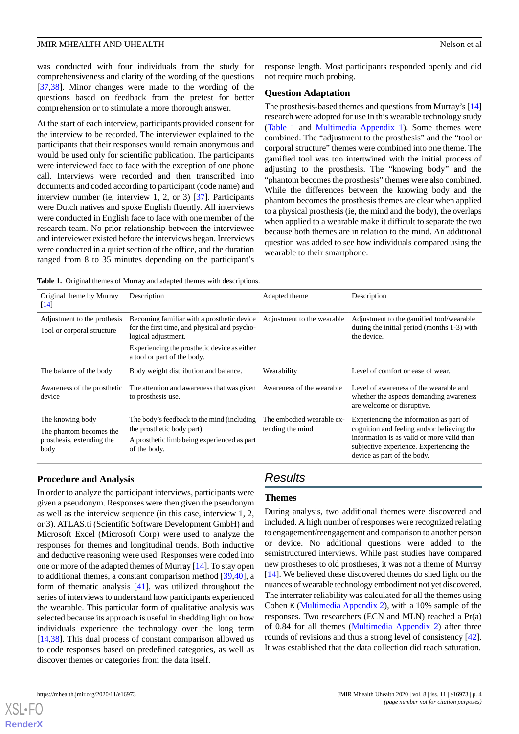was conducted with four individuals from the study for comprehensiveness and clarity of the wording of the questions [37,38]. Minor changes were made to the wording of the questions based on feedback from the pretest for better comprehension or to stimulate a more thorough answer.

At the start of each interview, participants provided consent for the interview to be recorded. The interviewer explained to the participants that their responses would remain anonymous and would be used only for scientific publication. The participants were interviewed face to face with the exception of one phone call. Interviews were recorded and then transcribed into documents and coded according to participant (code name) and interview number (ie, interview 1, 2, or 3) [37]. Participants were Dutch natives and spoke English fluently. All interviews were conducted in English face to face with one member of the research team. No prior relationship between the interviewee and interviewer existed before the interviews began. Interviews were conducted in a quiet section of the office, and the duration ranged from 8 to 35 minutes depending on the participant's response length. Most participants responded openly and did not require much probing.

### Question Adaptation

The prosthesis-based themes and questions from Murray's [14] research were adopted for use in this wearable technology study (Table 1 and Multimedia Appendix 1). Some themes were combined. The "adjustment to the prosthesis" and the "tool or corporal structure" themes were combined into one theme. The gamified tool was too intertwined with the initial process of adjusting to the prosthesis. The "knowing body" and the "phantom becomes the prosthesis" themes were also combined. While the differences between the knowing body and the phantom becomes the prosthesis themes are clear when applied to a physical prosthesis (ie, the mind and the body), the overlaps when applied to a wearable make it difficult to separate the two because both themes are in relation to the mind. An additional question was added to see how individuals compared using the wearable to their smartphone.

**Table 1.** Original themes of Murray and adapted themes with descriptions.

| Original theme by Murray [14] | Description | Adapted theme | Description |
|---|---|---|---|
| Adjustment to the prothesis<br>Tool or corporal structure | Becoming familiar with a prosthetic device for the first time, and physical and psychological adjustment.<br>Experiencing the prosthetic device as either a tool or part of the body. | Adjustment to the wearable | Adjustment to the gamified tool/wearable during the initial period (months 1-3) with the device. |
| The balance of the body | Body weight distribution and balance. | Wearability | Level of comfort or ease of wear. |
| Awareness of the prosthetic device | The attention and awareness that was given to prosthesis use. | Awareness of the wearable | Level of awareness of the wearable and whether the aspects demanding awareness are welcome or disruptive. |
| The knowing body<br>The phantom becomes the prosthesis, extending the body | The body's feedback to the mind (including the prosthetic body part).<br>A prosthetic limb being experienced as part of the body. | The embodied wearable extending the mind | Experiencing the information as part of cognition and feeling and/or believing the information is as valid or more valid than subjective experience. Experiencing the device as part of the body. |

### Procedure and Analysis

In order to analyze the participant interviews, participants were given a pseudonym. Responses were then given the pseudonym as well as the interview sequence (in this case, interview 1, 2, or 3). ATLAS.ti (Scientific Software Development GmbH) and Microsoft Excel (Microsoft Corp) were used to analyze the responses for themes and longitudinal trends. Both inductive and deductive reasoning were used. Responses were coded into one or more of the adapted themes of Murray [14]. To stay open to additional themes, a constant comparison method [39,40], a form of thematic analysis [41], was utilized throughout the series of interviews to understand how participants experienced the wearable. This particular form of qualitative analysis was selected because its approach is useful in shedding light on how individuals experience the technology over the long term [14,38]. This dual process of constant comparison allowed us to code responses based on predefined categories, as well as discover themes or categories from the data itself.

## Results

### Themes

During analysis, two additional themes were discovered and included. A high number of responses were recognized relating to engagement/reengagement and comparison to another person or device. No additional questions were added to the semistructured interviews. While past studies have compared new prostheses to old prostheses, it was not a theme of Murray [14]. We believed these discovered themes do shed light on the nuances of wearable technology embodiment not yet discovered. The interrater reliability was calculated for all the themes using Cohen κ (Multimedia Appendix 2), with a 10% sample of the responses. Two researchers (ECN and MLN) reached a Pr(a) of 0.84 for all themes (Multimedia Appendix 2) after three rounds of revisions and thus a strong level of consistency [42]. It was established that the data collection did reach saturation.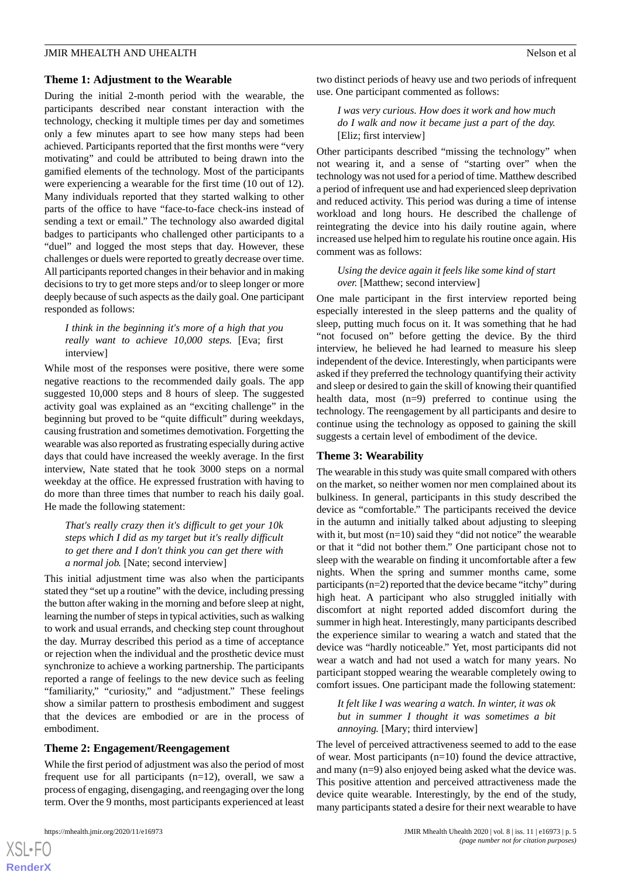### Theme 1: Adjustment to the Wearable

During the initial 2-month period with the wearable, the participants described near constant interaction with the technology, checking it multiple times per day and sometimes only a few minutes apart to see how many steps had been achieved. Participants reported that the first months were "very motivating" and could be attributed to being drawn into the gamified elements of the technology. Most of the participants were experiencing a wearable for the first time (10 out of 12). Many individuals reported that they started walking to other parts of the office to have "face-to-face check-ins instead of sending a text or email." The technology also awarded digital badges to participants who challenged other participants to a "duel" and logged the most steps that day. However, these challenges or duels were reported to greatly decrease over time. All participants reported changes in their behavior and in making decisions to try to get more steps and/or to sleep longer or more deeply because of such aspects as the daily goal. One participant responded as follows:

> *I think in the beginning it's more of a high that you really want to achieve 10,000 steps.* [Eva; first interview]

While most of the responses were positive, there were some negative reactions to the recommended daily goals. The app suggested 10,000 steps and 8 hours of sleep. The suggested activity goal was explained as an "exciting challenge" in the beginning but proved to be "quite difficult" during weekdays, causing frustration and sometimes demotivation. Forgetting the wearable was also reported as frustrating especially during active days that could have increased the weekly average. In the first interview, Nate stated that he took 3000 steps on a normal weekday at the office. He expressed frustration with having to do more than three times that number to reach his daily goal. He made the following statement:

> *That's really crazy then it's difficult to get your 10k steps which I did as my target but it's really difficult to get there and I don't think you can get there with a normal job.* [Nate; second interview]

This initial adjustment time was also when the participants stated they "set up a routine" with the device, including pressing the button after waking in the morning and before sleep at night, learning the number of steps in typical activities, such as walking to work and usual errands, and checking step count throughout the day. Murray described this period as a time of acceptance or rejection when the individual and the prosthetic device must synchronize to achieve a working partnership. The participants reported a range of feelings to the new device such as feeling "familiarity," "curiosity," and "adjustment." These feelings show a similar pattern to prosthesis embodiment and suggest that the devices are embodied or are in the process of embodiment.

### Theme 2: Engagement/Reengagement

While the first period of adjustment was also the period of most frequent use for all participants (n=12), overall, we saw a process of engaging, disengaging, and reengaging over the long term. Over the 9 months, most participants experienced at least two distinct periods of heavy use and two periods of infrequent use. One participant commented as follows:

> *I was very curious. How does it work and how much do I walk and now it became just a part of the day.* [Eliz; first interview]

Other participants described "missing the technology" when not wearing it, and a sense of "starting over" when the technology was not used for a period of time. Matthew described a period of infrequent use and had experienced sleep deprivation and reduced activity. This period was during a time of intense workload and long hours. He described the challenge of reintegrating the device into his daily routine again, where increased use helped him to regulate his routine once again. His comment was as follows:

> *Using the device again it feels like some kind of start over.* [Matthew; second interview]

One male participant in the first interview reported being especially interested in the sleep patterns and the quality of sleep, putting much focus on it. It was something that he had "not focused on" before getting the device. By the third interview, he believed he had learned to measure his sleep independent of the device. Interestingly, when participants were asked if they preferred the technology quantifying their activity and sleep or desired to gain the skill of knowing their quantified health data, most (n=9) preferred to continue using the technology. The reengagement by all participants and desire to continue using the technology as opposed to gaining the skill suggests a certain level of embodiment of the device.

### Theme 3: Wearability

The wearable in this study was quite small compared with others on the market, so neither women nor men complained about its bulkiness. In general, participants in this study described the device as "comfortable." The participants received the device in the autumn and initially talked about adjusting to sleeping with it, but most (n=10) said they "did not notice" the wearable or that it "did not bother them." One participant chose not to sleep with the wearable on finding it uncomfortable after a few nights. When the spring and summer months came, some participants (n=2) reported that the device became "itchy" during high heat. A participant who also struggled initially with discomfort at night reported added discomfort during the summer in high heat. Interestingly, many participants described the experience similar to wearing a watch and stated that the device was "hardly noticeable." Yet, most participants did not wear a watch and had not used a watch for many years. No participant stopped wearing the wearable completely owing to comfort issues. One participant made the following statement:

> *It felt like I was wearing a watch. In winter, it was ok but in summer I thought it was sometimes a bit annoying.* [Mary; third interview]

The level of perceived attractiveness seemed to add to the ease of wear. Most participants (n=10) found the device attractive, and many (n=9) also enjoyed being asked what the device was. This positive attention and perceived attractiveness made the device quite wearable. Interestingly, by the end of the study, many participants stated a desire for their next wearable to have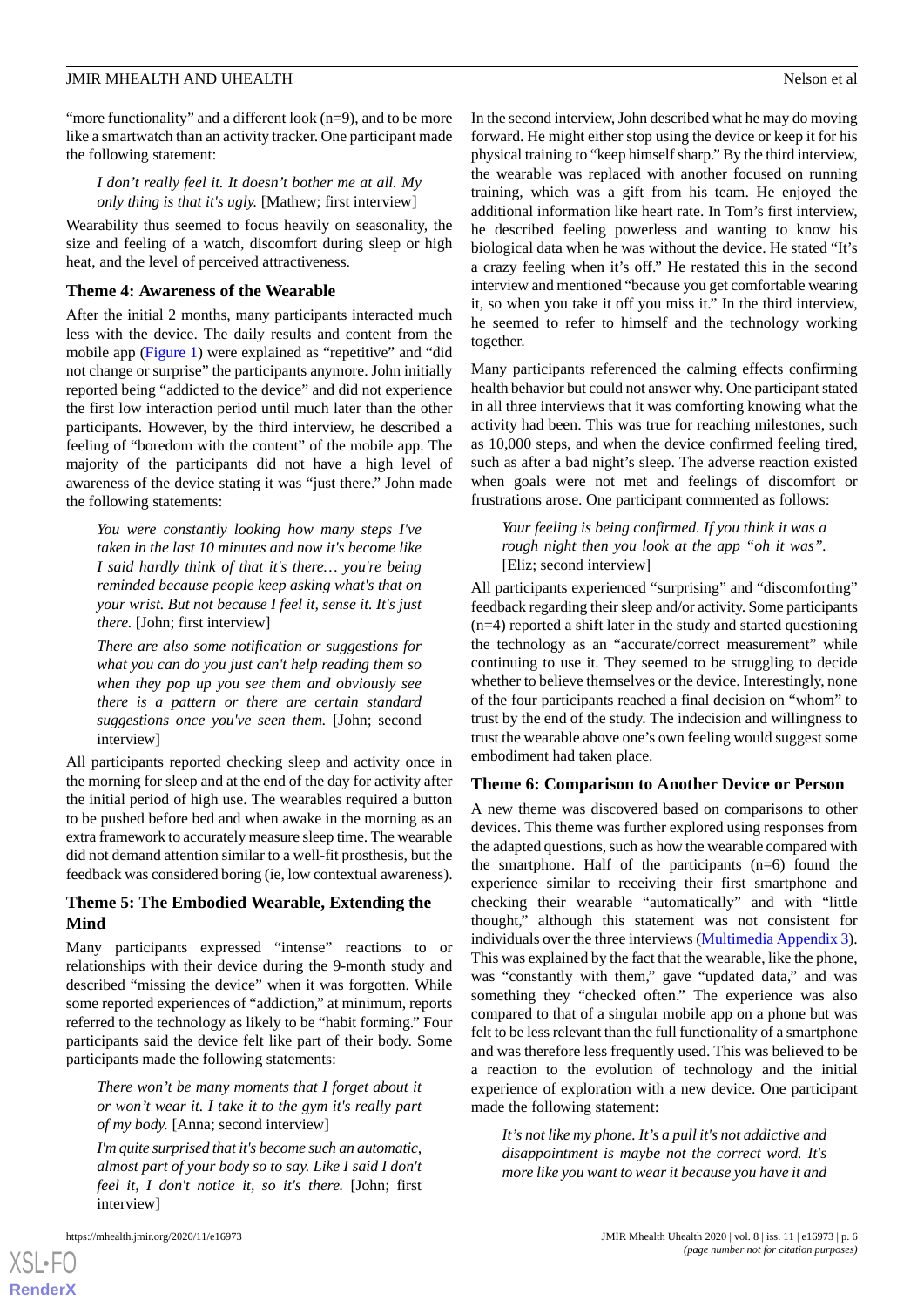"more functionality" and a different look (n=9), and to be more like a smartwatch than an activity tracker. One participant made the following statement:

> *I don't really feel it. It doesn't bother me at all. My only thing is that it's ugly.* [Mathew; first interview]

Wearability thus seemed to focus heavily on seasonality, the size and feeling of a watch, discomfort during sleep or high heat, and the level of perceived attractiveness.

### Theme 4: Awareness of the Wearable

After the initial 2 months, many participants interacted much less with the device. The daily results and content from the mobile app (Figure 1) were explained as "repetitive" and "did not change or surprise" the participants anymore. John initially reported being "addicted to the device" and did not experience the first low interaction period until much later than the other participants. However, by the third interview, he described a feeling of "boredom with the content" of the mobile app. The majority of the participants did not have a high level of awareness of the device stating it was "just there." John made the following statements:

> *You were constantly looking how many steps I've taken in the last 10 minutes and now it's become like I said hardly think of that it's there… you're being reminded because people keep asking what's that on your wrist. But not because I feel it, sense it. It's just there.* [John; first interview]

> *There are also some notification or suggestions for what you can do you just can't help reading them so when they pop up you see them and obviously see there is a pattern or there are certain standard suggestions once you've seen them.* [John; second interview]

All participants reported checking sleep and activity once in the morning for sleep and at the end of the day for activity after the initial period of high use. The wearables required a button to be pushed before bed and when awake in the morning as an extra framework to accurately measure sleep time. The wearable did not demand attention similar to a well-fit prosthesis, but the feedback was considered boring (ie, low contextual awareness).

### Theme 5: The Embodied Wearable, Extending the Mind

Many participants expressed "intense" reactions to or relationships with their device during the 9-month study and described "missing the device" when it was forgotten. While some reported experiences of "addiction," at minimum, reports referred to the technology as likely to be "habit forming." Four participants said the device felt like part of their body. Some participants made the following statements:

> *There won't be many moments that I forget about it or won't wear it. I take it to the gym it's really part of my body.* [Anna; second interview]

> *I'm quite surprised that it's become such an automatic, almost part of your body so to say. Like I said I don't feel it, I don't notice it, so it's there.* [John; first interview]

In the second interview, John described what he may do moving forward. He might either stop using the device or keep it for his physical training to "keep himself sharp." By the third interview, the wearable was replaced with another focused on running training, which was a gift from his team. He enjoyed the additional information like heart rate. In Tom's first interview, he described feeling powerless and wanting to know his biological data when he was without the device. He stated "It's a crazy feeling when it's off." He restated this in the second interview and mentioned "because you get comfortable wearing it, so when you take it off you miss it." In the third interview, he seemed to refer to himself and the technology working together.

Many participants referenced the calming effects confirming health behavior but could not answer why. One participant stated in all three interviews that it was comforting knowing what the activity had been. This was true for reaching milestones, such as 10,000 steps, and when the device confirmed feeling tired, such as after a bad night's sleep. The adverse reaction existed when goals were not met and feelings of discomfort or frustrations arose. One participant commented as follows:

> *Your feeling is being confirmed. If you think it was a rough night then you look at the app "oh it was".* [Eliz; second interview]

All participants experienced "surprising" and "discomforting" feedback regarding their sleep and/or activity. Some participants (n=4) reported a shift later in the study and started questioning the technology as an "accurate/correct measurement" while continuing to use it. They seemed to be struggling to decide whether to believe themselves or the device. Interestingly, none of the four participants reached a final decision on "whom" to trust by the end of the study. The indecision and willingness to trust the wearable above one's own feeling would suggest some embodiment had taken place.

### Theme 6: Comparison to Another Device or Person

A new theme was discovered based on comparisons to other devices. This theme was further explored using responses from the adapted questions, such as how the wearable compared with the smartphone. Half of the participants (n=6) found the experience similar to receiving their first smartphone and checking their wearable "automatically" and with "little thought," although this statement was not consistent for individuals over the three interviews (Multimedia Appendix 3). This was explained by the fact that the wearable, like the phone, was "constantly with them," gave "updated data," and was something they "checked often." The experience was also compared to that of a singular mobile app on a phone but was felt to be less relevant than the full functionality of a smartphone and was therefore less frequently used. This was believed to be a reaction to the evolution of technology and the initial experience of exploration with a new device. One participant made the following statement:

> *It's not like my phone. It's a pull it's not addictive and disappointment is maybe not the correct word. It's more like you want to wear it because you have it and*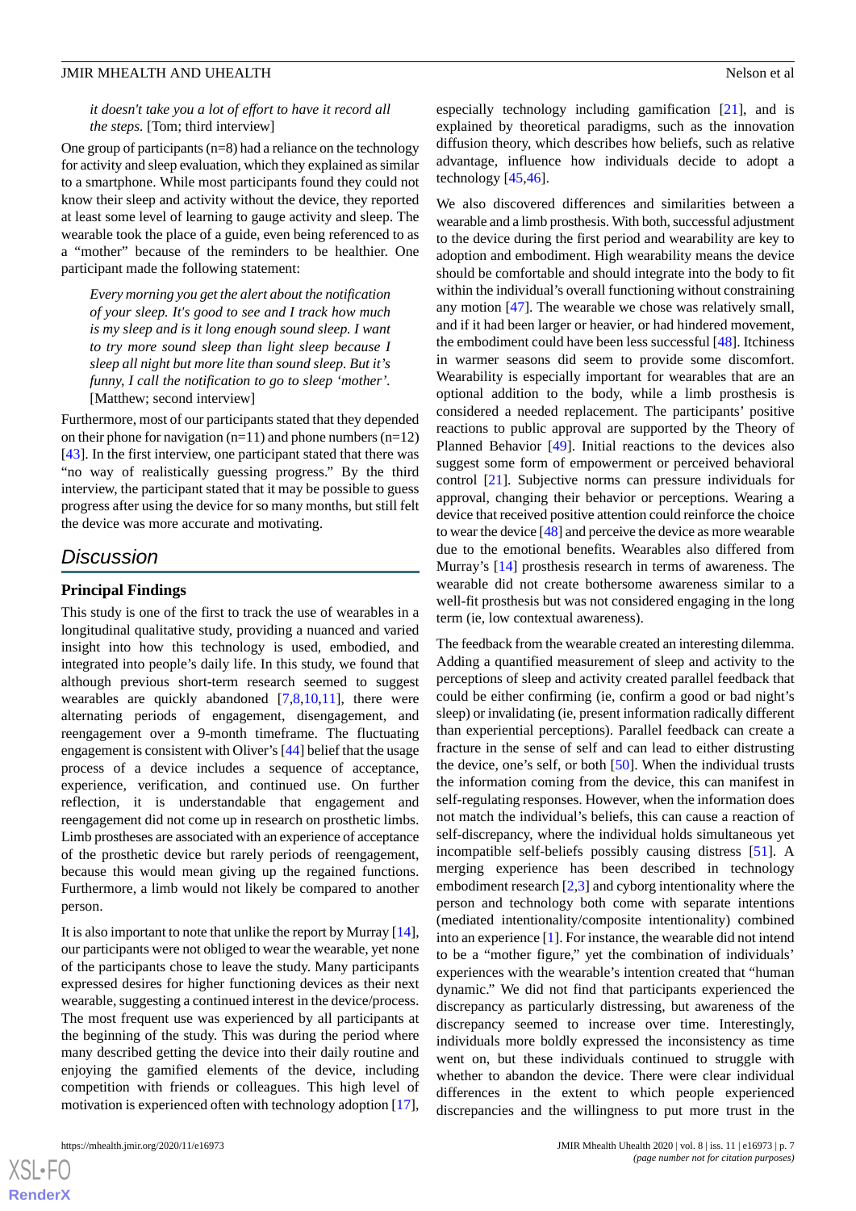*it doesn't take you a lot of effort to have it record all the steps.* [Tom; third interview]

One group of participants (n=8) had a reliance on the technology for activity and sleep evaluation, which they explained as similar to a smartphone. While most participants found they could not know their sleep and activity without the device, they reported at least some level of learning to gauge activity and sleep. The wearable took the place of a guide, even being referenced to as a "mother" because of the reminders to be healthier. One participant made the following statement:

> *Every morning you get the alert about the notification of your sleep. It's good to see and I track how much is my sleep and is it long enough sound sleep. I want to try more sound sleep than light sleep because I sleep all night but more lite than sound sleep. But it's funny, I call the notification to go to sleep 'mother'.* [Matthew; second interview]

Furthermore, most of our participants stated that they depended on their phone for navigation (n=11) and phone numbers (n=12) [43]. In the first interview, one participant stated that there was "no way of realistically guessing progress." By the third interview, the participant stated that it may be possible to guess progress after using the device for so many months, but still felt the device was more accurate and motivating.

## Discussion

### Principal Findings

This study is one of the first to track the use of wearables in a longitudinal qualitative study, providing a nuanced and varied insight into how this technology is used, embodied, and integrated into people's daily life. In this study, we found that although previous short-term research seemed to suggest wearables are quickly abandoned [7,8,10,11], there were alternating periods of engagement, disengagement, and reengagement over a 9-month timeframe. The fluctuating engagement is consistent with Oliver's [44] belief that the usage process of a device includes a sequence of acceptance, experience, verification, and continued use. On further reflection, it is understandable that engagement and reengagement did not come up in research on prosthetic limbs. Limb prostheses are associated with an experience of acceptance of the prosthetic device but rarely periods of reengagement, because this would mean giving up the regained functions. Furthermore, a limb would not likely be compared to another person.

It is also important to note that unlike the report by Murray [14], our participants were not obliged to wear the wearable, yet none of the participants chose to leave the study. Many participants expressed desires for higher functioning devices as their next wearable, suggesting a continued interest in the device/process. The most frequent use was experienced by all participants at the beginning of the study. This was during the period where many described getting the device into their daily routine and enjoying the gamified elements of the device, including competition with friends or colleagues. This high level of motivation is experienced often with technology adoption [17], especially technology including gamification [21], and is explained by theoretical paradigms, such as the innovation diffusion theory, which describes how beliefs, such as relative advantage, influence how individuals decide to adopt a technology [45,46].

We also discovered differences and similarities between a wearable and a limb prosthesis. With both, successful adjustment to the device during the first period and wearability are key to adoption and embodiment. High wearability means the device should be comfortable and should integrate into the body to fit within the individual's overall functioning without constraining any motion [47]. The wearable we chose was relatively small, and if it had been larger or heavier, or had hindered movement, the embodiment could have been less successful [48]. Itchiness in warmer seasons did seem to provide some discomfort. Wearability is especially important for wearables that are an optional addition to the body, while a limb prosthesis is considered a needed replacement. The participants' positive reactions to public approval are supported by the Theory of Planned Behavior [49]. Initial reactions to the devices also suggest some form of empowerment or perceived behavioral control [21]. Subjective norms can pressure individuals for approval, changing their behavior or perceptions. Wearing a device that received positive attention could reinforce the choice to wear the device [48] and perceive the device as more wearable due to the emotional benefits. Wearables also differed from Murray's [14] prosthesis research in terms of awareness. The wearable did not create bothersome awareness similar to a well-fit prosthesis but was not considered engaging in the long term (ie, low contextual awareness).

The feedback from the wearable created an interesting dilemma. Adding a quantified measurement of sleep and activity to the perceptions of sleep and activity created parallel feedback that could be either confirming (ie, confirm a good or bad night's sleep) or invalidating (ie, present information radically different than experiential perceptions). Parallel feedback can create a fracture in the sense of self and can lead to either distrusting the device, one's self, or both [50]. When the individual trusts the information coming from the device, this can manifest in self-regulating responses. However, when the information does not match the individual's beliefs, this can cause a reaction of self-discrepancy, where the individual holds simultaneous yet incompatible self-beliefs possibly causing distress [51]. A merging experience has been described in technology embodiment research [2,3] and cyborg intentionality where the person and technology both come with separate intentions (mediated intentionality/composite intentionality) combined into an experience [1]. For instance, the wearable did not intend to be a "mother figure," yet the combination of individuals' experiences with the wearable's intention created that "human dynamic." We did not find that participants experienced the discrepancy as particularly distressing, but awareness of the discrepancy seemed to increase over time. Interestingly, individuals more boldly expressed the inconsistency as time went on, but these individuals continued to struggle with whether to abandon the device. There were clear individual differences in the extent to which people experienced discrepancies and the willingness to put more trust in the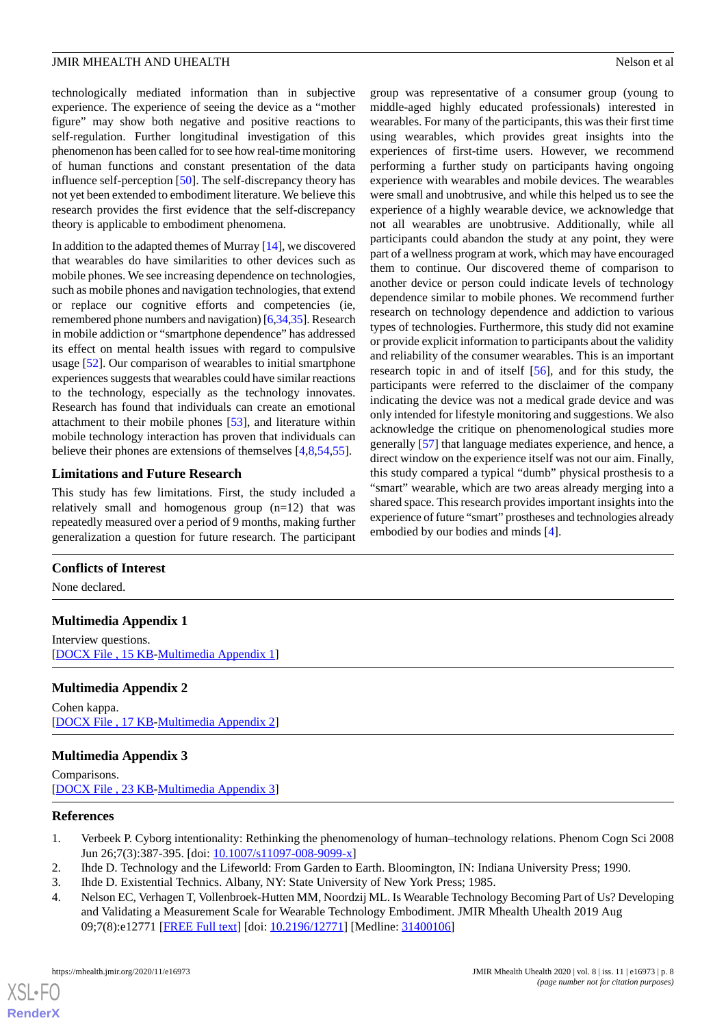technologically mediated information than in subjective experience. The experience of seeing the device as a "mother figure" may show both negative and positive reactions to self-regulation. Further longitudinal investigation of this phenomenon has been called for to see how real-time monitoring of human functions and constant presentation of the data influence self-perception [50]. The self-discrepancy theory has not yet been extended to embodiment literature. We believe this research provides the first evidence that the self-discrepancy theory is applicable to embodiment phenomena.

In addition to the adapted themes of Murray [14], we discovered that wearables do have similarities to other devices such as mobile phones. We see increasing dependence on technologies, such as mobile phones and navigation technologies, that extend or replace our cognitive efforts and competencies (ie, remembered phone numbers and navigation) [6,34,35]. Research in mobile addiction or "smartphone dependence" has addressed its effect on mental health issues with regard to compulsive usage [52]. Our comparison of wearables to initial smartphone experiences suggests that wearables could have similar reactions to the technology, especially as the technology innovates. Research has found that individuals can create an emotional attachment to their mobile phones [53], and literature within mobile technology interaction has proven that individuals can believe their phones are extensions of themselves [4,8,54,55].

### Limitations and Future Research

This study has few limitations. First, the study included a relatively small and homogenous group (n=12) that was repeatedly measured over a period of 9 months, making further generalization a question for future research. The participant group was representative of a consumer group (young to middle-aged highly educated professionals) interested in wearables. For many of the participants, this was their first time using wearables, which provides great insights into the experiences of first-time users. However, we recommend performing a further study on participants having ongoing experience with wearables and mobile devices. The wearables were small and unobtrusive, and while this helped us to see the experience of a highly wearable device, we acknowledge that not all wearables are unobtrusive. Additionally, while all participants could abandon the study at any point, they were part of a wellness program at work, which may have encouraged them to continue. Our discovered theme of comparison to another device or person could indicate levels of technology dependence similar to mobile phones. We recommend further research on technology dependence and addiction to various types of technologies. Furthermore, this study did not examine or provide explicit information to participants about the validity and reliability of the consumer wearables. This is an important research topic in and of itself [56], and for this study, the participants were referred to the disclaimer of the company indicating the device was not a medical grade device and was only intended for lifestyle monitoring and suggestions. We also acknowledge the critique on phenomenological studies more generally [57] that language mediates experience, and hence, a direct window on the experience itself was not our aim. Finally, this study compared a typical "dumb" physical prosthesis to a "smart" wearable, which are two areas already merging into a shared space. This research provides important insights into the experience of future "smart" prostheses and technologies already embodied by our bodies and minds [4].

## Conflicts of Interest

None declared.

## Multimedia Appendix 1

Interview questions.
[DOCX File , 15 KB-Multimedia Appendix 1]

## Multimedia Appendix 2

Cohen kappa.
[DOCX File , 17 KB-Multimedia Appendix 2]

## Multimedia Appendix 3

Comparisons.
[DOCX File , 23 KB-Multimedia Appendix 3]

## References

1. Verbeek P. Cyborg intentionality: Rethinking the phenomenology of human–technology relations. Phenom Cogn Sci 2008 Jun 26;7(3):387-395. [doi: 10.1007/s11097-008-9099-x]
2. Ihde D. Technology and the Lifeworld: From Garden to Earth. Bloomington, IN: Indiana University Press; 1990.
3. Ihde D. Existential Technics. Albany, NY: State University of New York Press; 1985.
4. Nelson EC, Verhagen T, Vollenbroek-Hutten MM, Noordzij ML. Is Wearable Technology Becoming Part of Us? Developing and Validating a Measurement Scale for Wearable Technology Embodiment. JMIR Mhealth Uhealth 2019 Aug 09;7(8):e12771 [FREE Full text] [doi: 10.2196/12771] [Medline: 31400106]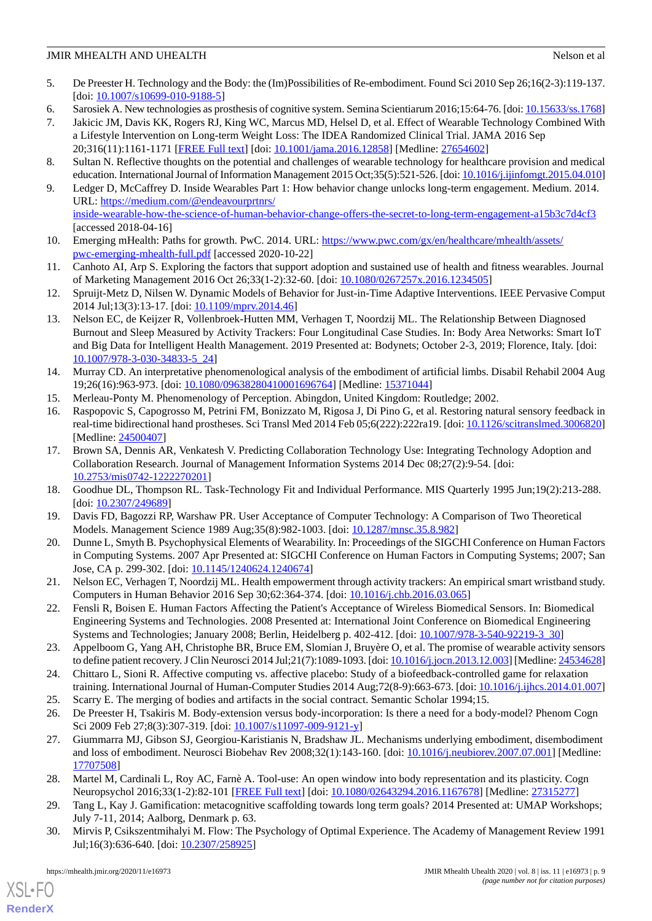5. De Preester H. Technology and the Body: the (Im)Possibilities of Re-embodiment. Found Sci 2010 Sep 26;16(2-3):119-137. [doi: 10.1007/s10699-010-9188-5]
6. Sarosiek A. New technologies as prosthesis of cognitive system. Semina Scientiarum 2016;15:64-76. [doi: 10.15633/ss.1768]
7. Jakicic JM, Davis KK, Rogers RJ, King WC, Marcus MD, Helsel D, et al. Effect of Wearable Technology Combined With a Lifestyle Intervention on Long-term Weight Loss: The IDEA Randomized Clinical Trial. JAMA 2016 Sep 20;316(11):1161-1171 [FREE Full text] [doi: 10.1001/jama.2016.12858] [Medline: 27654602]
8. Sultan N. Reflective thoughts on the potential and challenges of wearable technology for healthcare provision and medical education. International Journal of Information Management 2015 Oct;35(5):521-526. [doi: 10.1016/j.ijinfomgt.2015.04.010]
9. Ledger D, McCaffrey D. Inside Wearables Part 1: How behavior change unlocks long-term engagement. Medium. 2014. URL: https://medium.com/@endeavourprtnrs/inside-wearable-how-the-science-of-human-behavior-change-offers-the-secret-to-long-term-engagement-a15b3c7d4cf3 [accessed 2018-04-16]
10. Emerging mHealth: Paths for growth. PwC. 2014. URL: https://www.pwc.com/gx/en/healthcare/mhealth/assets/pwc-emerging-mhealth-full.pdf [accessed 2020-10-22]
11. Canhoto AI, Arp S. Exploring the factors that support adoption and sustained use of health and fitness wearables. Journal of Marketing Management 2016 Oct 26;33(1-2):32-60. [doi: 10.1080/0267257x.2016.1234505]
12. Spruijt-Metz D, Nilsen W. Dynamic Models of Behavior for Just-in-Time Adaptive Interventions. IEEE Pervasive Comput 2014 Jul;13(3):13-17. [doi: 10.1109/mprv.2014.46]
13. Nelson EC, de Keijzer R, Vollenbroek-Hutten MM, Verhagen T, Noordzij ML. The Relationship Between Diagnosed Burnout and Sleep Measured by Activity Trackers: Four Longitudinal Case Studies. In: Body Area Networks: Smart IoT and Big Data for Intelligent Health Management. 2019 Presented at: Bodynets; October 2-3, 2019; Florence, Italy. [doi: 10.1007/978-3-030-34833-5_24]
14. Murray CD. An interpretative phenomenological analysis of the embodiment of artificial limbs. Disabil Rehabil 2004 Aug 19;26(16):963-973. [doi: 10.1080/09638280410001696764] [Medline: 15371044]
15. Merleau-Ponty M. Phenomenology of Perception. Abingdon, United Kingdom: Routledge; 2002.
16. Raspopovic S, Capogrosso M, Petrini FM, Bonizzato M, Rigosa J, Di Pino G, et al. Restoring natural sensory feedback in real-time bidirectional hand prostheses. Sci Transl Med 2014 Feb 05;6(222):222ra19. [doi: 10.1126/scitranslmed.3006820] [Medline: 24500407]
17. Brown SA, Dennis AR, Venkatesh V. Predicting Collaboration Technology Use: Integrating Technology Adoption and Collaboration Research. Journal of Management Information Systems 2014 Dec 08;27(2):9-54. [doi: 10.2753/mis0742-1222270201]
18. Goodhue DL, Thompson RL. Task-Technology Fit and Individual Performance. MIS Quarterly 1995 Jun;19(2):213-288. [doi: 10.2307/249689]
19. Davis FD, Bagozzi RP, Warshaw PR. User Acceptance of Computer Technology: A Comparison of Two Theoretical Models. Management Science 1989 Aug;35(8):982-1003. [doi: 10.1287/mnsc.35.8.982]
20. Dunne L, Smyth B. Psychophysical Elements of Wearability. In: Proceedings of the SIGCHI Conference on Human Factors in Computing Systems. 2007 Apr Presented at: SIGCHI Conference on Human Factors in Computing Systems; 2007; San Jose, CA p. 299-302. [doi: 10.1145/1240624.1240674]
21. Nelson EC, Verhagen T, Noordzij ML. Health empowerment through activity trackers: An empirical smart wristband study. Computers in Human Behavior 2016 Sep 30;62:364-374. [doi: 10.1016/j.chb.2016.03.065]
22. Fensli R, Boisen E. Human Factors Affecting the Patient's Acceptance of Wireless Biomedical Sensors. In: Biomedical Engineering Systems and Technologies. 2008 Presented at: International Joint Conference on Biomedical Engineering Systems and Technologies; January 2008; Berlin, Heidelberg p. 402-412. [doi: 10.1007/978-3-540-92219-3_30]
23. Appelboom G, Yang AH, Christophe BR, Bruce EM, Slomian J, Bruyère O, et al. The promise of wearable activity sensors to define patient recovery. J Clin Neurosci 2014 Jul;21(7):1089-1093. [doi: 10.1016/j.jocn.2013.12.003] [Medline: 24534628]
24. Chittaro L, Sioni R. Affective computing vs. affective placebo: Study of a biofeedback-controlled game for relaxation training. International Journal of Human-Computer Studies 2014 Aug;72(8-9):663-673. [doi: 10.1016/j.ijhcs.2014.01.007]
25. Scarry E. The merging of bodies and artifacts in the social contract. Semantic Scholar 1994;15.
26. De Preester H, Tsakiris M. Body-extension versus body-incorporation: Is there a need for a body-model? Phenom Cogn Sci 2009 Feb 27;8(3):307-319. [doi: 10.1007/s11097-009-9121-y]
27. Giummarra MJ, Gibson SJ, Georgiou-Karistianis N, Bradshaw JL. Mechanisms underlying embodiment, disembodiment and loss of embodiment. Neurosci Biobehav Rev 2008;32(1):143-160. [doi: 10.1016/j.neubiorev.2007.07.001] [Medline: 17707508]
28. Martel M, Cardinali L, Roy AC, Farnè A. Tool-use: An open window into body representation and its plasticity. Cogn Neuropsychol 2016;33(1-2):82-101 [FREE Full text] [doi: 10.1080/02643294.2016.1167678] [Medline: 27315277]
29. Tang L, Kay J. Gamification: metacognitive scaffolding towards long term goals? 2014 Presented at: UMAP Workshops; July 7-11, 2014; Aalborg, Denmark p. 63.
30. Mirvis P, Csikszentmihalyi M. Flow: The Psychology of Optimal Experience. The Academy of Management Review 1991 Jul;16(3):636-640. [doi: 10.2307/258925]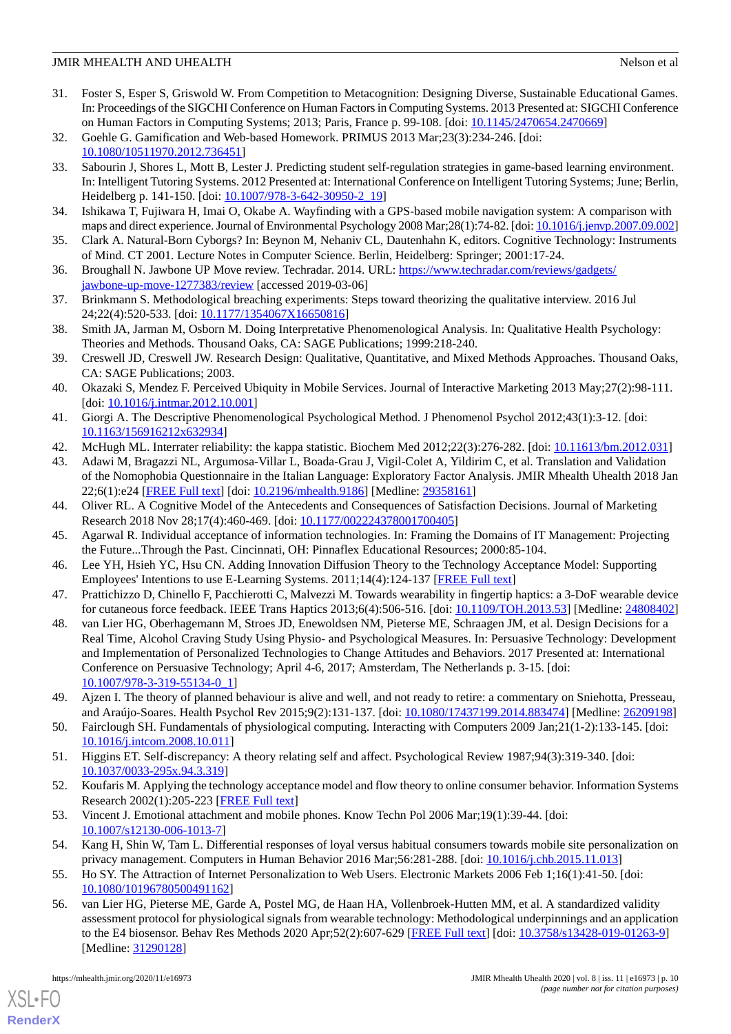31. Foster S, Esper S, Griswold W. From Competition to Metacognition: Designing Diverse, Sustainable Educational Games. In: Proceedings of the SIGCHI Conference on Human Factors in Computing Systems. 2013 Presented at: SIGCHI Conference on Human Factors in Computing Systems; 2013; Paris, France p. 99-108. [doi: 10.1145/2470654.2470669]
32. Goehle G. Gamification and Web-based Homework. PRIMUS 2013 Mar;23(3):234-246. [doi: 10.1080/10511970.2012.736451]
33. Sabourin J, Shores L, Mott B, Lester J. Predicting student self-regulation strategies in game-based learning environment. In: Intelligent Tutoring Systems. 2012 Presented at: International Conference on Intelligent Tutoring Systems; June; Berlin, Heidelberg p. 141-150. [doi: 10.1007/978-3-642-30950-2_19]
34. Ishikawa T, Fujiwara H, Imai O, Okabe A. Wayfinding with a GPS-based mobile navigation system: A comparison with maps and direct experience. Journal of Environmental Psychology 2008 Mar;28(1):74-82. [doi: 10.1016/j.jenvp.2007.09.002]
35. Clark A. Natural-Born Cyborgs? In: Beynon M, Nehaniv CL, Dautenhahn K, editors. Cognitive Technology: Instruments of Mind. CT 2001. Lecture Notes in Computer Science. Berlin, Heidelberg: Springer; 2001:17-24.
36. Broughall N. Jawbone UP Move review. Techradar. 2014. URL: https://www.techradar.com/reviews/gadgets/jawbone-up-move-1277383/review [accessed 2019-03-06]
37. Brinkmann S. Methodological breaching experiments: Steps toward theorizing the qualitative interview. 2016 Jul 24;22(4):520-533. [doi: 10.1177/1354067X16650816]
38. Smith JA, Jarman M, Osborn M. Doing Interpretative Phenomenological Analysis. In: Qualitative Health Psychology: Theories and Methods. Thousand Oaks, CA: SAGE Publications; 1999:218-240.
39. Creswell JD, Creswell JW. Research Design: Qualitative, Quantitative, and Mixed Methods Approaches. Thousand Oaks, CA: SAGE Publications; 2003.
40. Okazaki S, Mendez F. Perceived Ubiquity in Mobile Services. Journal of Interactive Marketing 2013 May;27(2):98-111. [doi: 10.1016/j.intmar.2012.10.001]
41. Giorgi A. The Descriptive Phenomenological Psychological Method. J Phenomenol Psychol 2012;43(1):3-12. [doi: 10.1163/156916212x632934]
42. McHugh ML. Interrater reliability: the kappa statistic. Biochem Med 2012;22(3):276-282. [doi: 10.11613/bm.2012.031]
43. Adawi M, Bragazzi NL, Argumosa-Villar L, Boada-Grau J, Vigil-Colet A, Yildirim C, et al. Translation and Validation of the Nomophobia Questionnaire in the Italian Language: Exploratory Factor Analysis. JMIR Mhealth Uhealth 2018 Jan 22;6(1):e24 [FREE Full text] [doi: 10.2196/mhealth.9186] [Medline: 29358161]
44. Oliver RL. A Cognitive Model of the Antecedents and Consequences of Satisfaction Decisions. Journal of Marketing Research 2018 Nov 28;17(4):460-469. [doi: 10.1177/002224378001700405]
45. Agarwal R. Individual acceptance of information technologies. In: Framing the Domains of IT Management: Projecting the Future...Through the Past. Cincinnati, OH: Pinnaflex Educational Resources; 2000:85-104.
46. Lee YH, Hsieh YC, Hsu CN. Adding Innovation Diffusion Theory to the Technology Acceptance Model: Supporting Employees' Intentions to use E-Learning Systems. 2011;14(4):124-137 [FREE Full text]
47. Prattichizzo D, Chinello F, Pacchierotti C, Malvezzi M. Towards wearability in fingertip haptics: a 3-DoF wearable device for cutaneous force feedback. IEEE Trans Haptics 2013;6(4):506-516. [doi: 10.1109/TOH.2013.53] [Medline: 24808402]
48. van Lier HG, Oberhagemann M, Stroes JD, Enewoldsen NM, Pieterse ME, Schraagen JM, et al. Design Decisions for a Real Time, Alcohol Craving Study Using Physio- and Psychological Measures. In: Persuasive Technology: Development and Implementation of Personalized Technologies to Change Attitudes and Behaviors. 2017 Presented at: International Conference on Persuasive Technology; April 4-6, 2017; Amsterdam, The Netherlands p. 3-15. [doi: 10.1007/978-3-319-55134-0_1]
49. Ajzen I. The theory of planned behaviour is alive and well, and not ready to retire: a commentary on Sniehotta, Presseau, and Araújo-Soares. Health Psychol Rev 2015;9(2):131-137. [doi: 10.1080/17437199.2014.883474] [Medline: 26209198]
50. Fairclough SH. Fundamentals of physiological computing. Interacting with Computers 2009 Jan;21(1-2):133-145. [doi: 10.1016/j.intcom.2008.10.011]
51. Higgins ET. Self-discrepancy: A theory relating self and affect. Psychological Review 1987;94(3):319-340. [doi: 10.1037/0033-295x.94.3.319]
52. Koufaris M. Applying the technology acceptance model and flow theory to online consumer behavior. Information Systems Research 2002(1):205-223 [FREE Full text]
53. Vincent J. Emotional attachment and mobile phones. Know Techn Pol 2006 Mar;19(1):39-44. [doi: 10.1007/s12130-006-1013-7]
54. Kang H, Shin W, Tam L. Differential responses of loyal versus habitual consumers towards mobile site personalization on privacy management. Computers in Human Behavior 2016 Mar;56:281-288. [doi: 10.1016/j.chb.2015.11.013]
55. Ho SY. The Attraction of Internet Personalization to Web Users. Electronic Markets 2006 Feb 1;16(1):41-50. [doi: 10.1080/10196780500491162]
56. van Lier HG, Pieterse ME, Garde A, Postel MG, de Haan HA, Vollenbroek-Hutten MM, et al. A standardized validity assessment protocol for physiological signals from wearable technology: Methodological underpinnings and an application to the E4 biosensor. Behav Res Methods 2020 Apr;52(2):607-629 [FREE Full text] [doi: 10.3758/s13428-019-01263-9] [Medline: 31290128]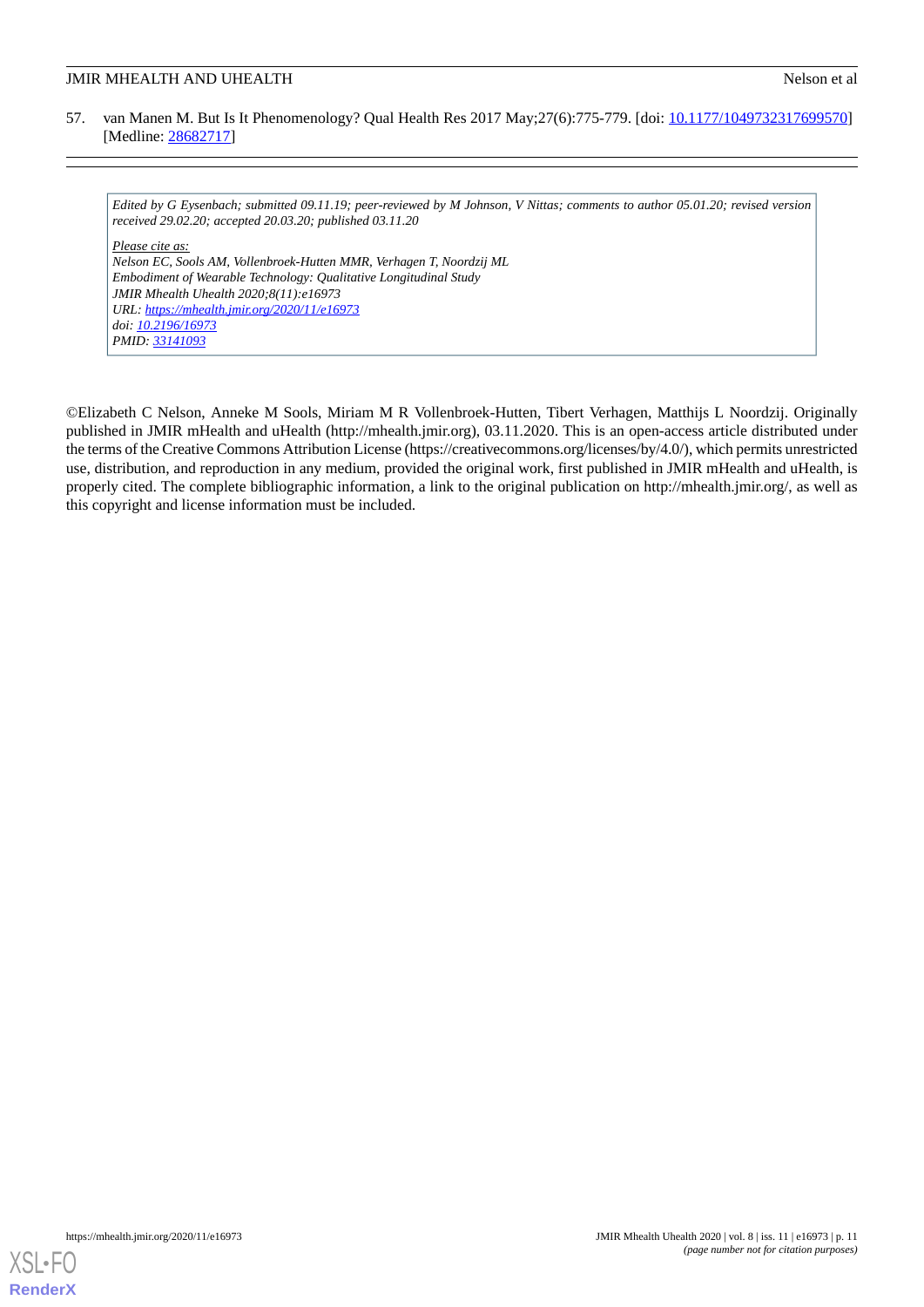57. van Manen M. But Is It Phenomenology? Qual Health Res 2017 May;27(6):775-779. [doi: [10.1177/1049732317699570](https://doi.org/10.1177/1049732317699570)] [Medline: [28682717](http://www.ncbi.nlm.nih.gov/entrez/query.fcgi?cmd=Retrieve&db=PubMed&list_uids=28682717&dopt=Abstract)]

---

*Edited by G Eysenbach; submitted 09.11.19; peer-reviewed by M Johnson, V Nittas; comments to author 05.01.20; revised version received 29.02.20; accepted 20.03.20; published 03.11.20*

*Please cite as:*
*Nelson EC, Sools AM, Vollenbroek-Hutten MMR, Verhagen T, Noordzij ML*
*Embodiment of Wearable Technology: Qualitative Longitudinal Study*
*JMIR Mhealth Uhealth 2020;8(11):e16973*
*URL: [https://mhealth.jmir.org/2020/11/e16973](https://mhealth.jmir.org/2020/11/e16973)*
*doi: [10.2196/16973](http://dx.doi.org/10.2196/16973)*
*PMID: [33141093](http://www.ncbi.nlm.nih.gov/entrez/query.fcgi?cmd=Retrieve&db=PubMed&list_uids=33141093&dopt=Abstract)*

©Elizabeth C Nelson, Anneke M Sools, Miriam M R Vollenbroek-Hutten, Tibert Verhagen, Matthijs L Noordzij. Originally published in JMIR mHealth and uHealth (http://mhealth.jmir.org), 03.11.2020. This is an open-access article distributed under the terms of the Creative Commons Attribution License (https://creativecommons.org/licenses/by/4.0/), which permits unrestricted use, distribution, and reproduction in any medium, provided the original work, first published in JMIR mHealth and uHealth, is properly cited. The complete bibliographic information, a link to the original publication on http://mhealth.jmir.org/, as well as this copyright and license information must be included.